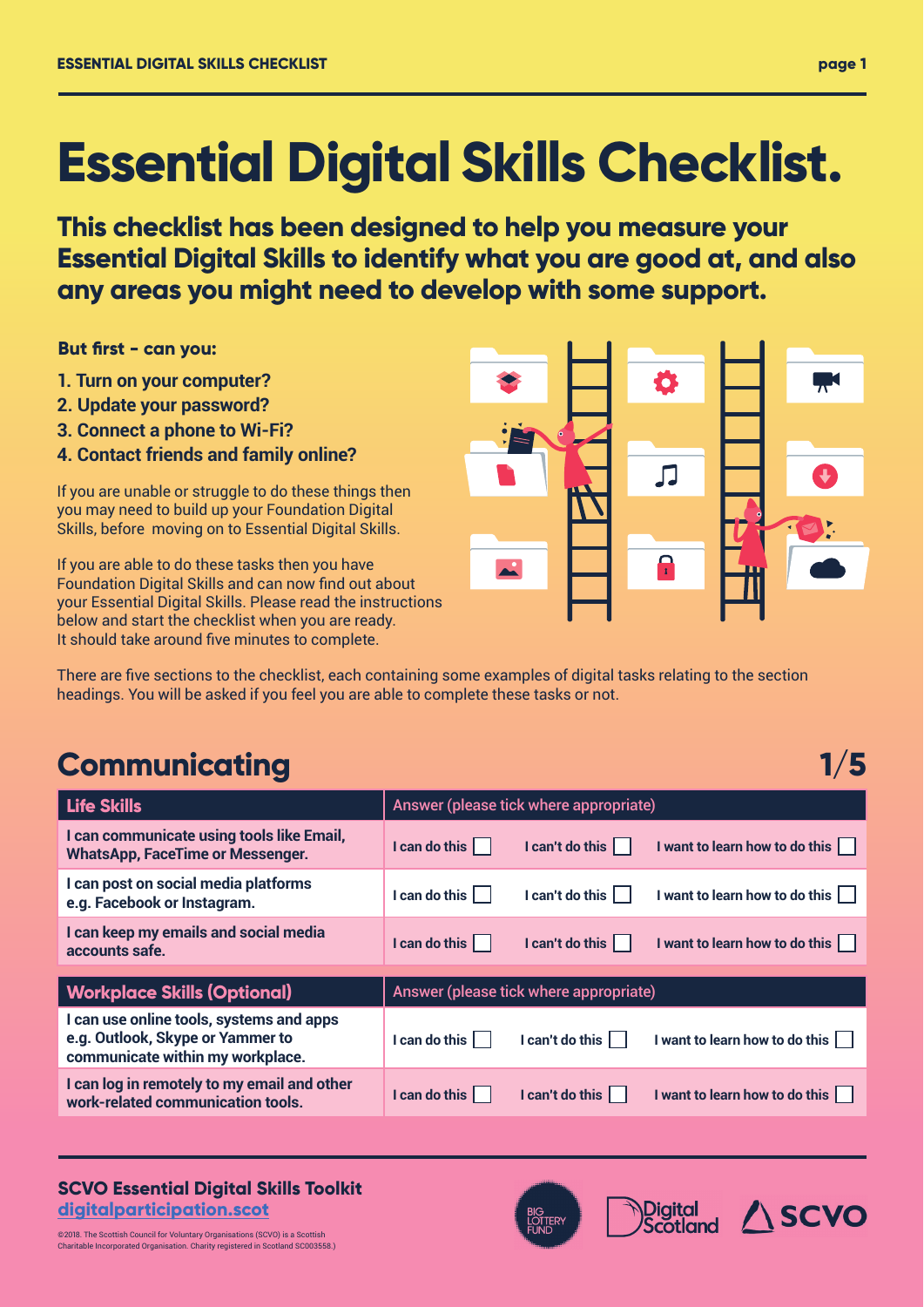# Essential Digital Skills Checklist.

**This checklist has been designed to help you measure your Essential Digital Skills to identify what you are good at, and also any areas you might need to develop with some support.**

**But first - can you:**

1. **Turn on your computer?**
2. **Update your password?**
3. **Connect a phone to Wi-Fi?**
4. **Contact friends and family online?**

If you are unable or struggle to do these things then you may need to build up your Foundation Digital Skills, before moving on to Essential Digital Skills.

If you are able to do these tasks then you have Foundation Digital Skills and can now find out about your Essential Digital Skills. Please read the instructions below and start the checklist when you are ready. It should take around five minutes to complete.

There are five sections to the checklist, each containing some examples of digital tasks relating to the section headings. You will be asked if you feel you are able to complete these tasks or not.

## Communicating 1/5

| Life Skills | Answer (please tick where appropriate) | | |
|---|---|---|---|
| I can communicate using tools like Email, WhatsApp, FaceTime or Messenger. | I can do this ☐ | I can't do this ☐ | I want to learn how to do this ☐ |
| I can post on social media platforms e.g. Facebook or Instagram. | I can do this ☐ | I can't do this ☐ | I want to learn how to do this ☐ |
| I can keep my emails and social media accounts safe. | I can do this ☐ | I can't do this ☐ | I want to learn how to do this ☐ |

| Workplace Skills (Optional) | Answer (please tick where appropriate) | | |
|---|---|---|---|
| I can use online tools, systems and apps e.g. Outlook, Skype or Yammer to communicate within my workplace. | I can do this ☐ | I can't do this ☐ | I want to learn how to do this ☐ |
| I can log in remotely to my email and other work-related communication tools. | I can do this ☐ | I can't do this ☐ | I want to learn how to do this ☐ |

**SCVO Essential Digital Skills Toolkit**
**digitalparticipation.scot**

©2018. The Scottish Council for Voluntary Organisations (SCVO) is a Scottish Charitable Incorporated Organisation. Charity registered in Scotland SC003558.)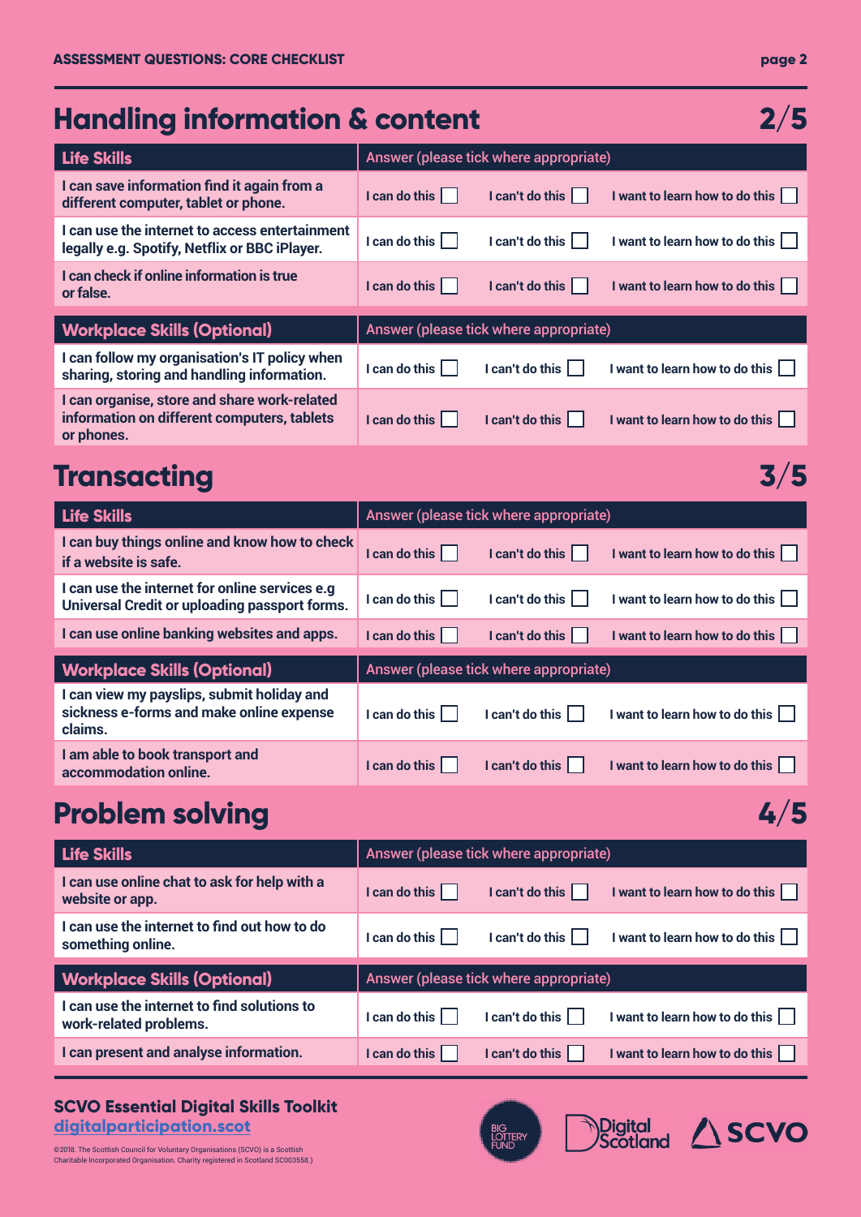## Handling information & content 2/5

| Life Skills | Answer (please tick where appropriate) | | |
|---|---|---|---|
| I can save information find it again from a different computer, tablet or phone. | I can do this ☐ | I can't do this ☐ | I want to learn how to do this ☐ |
| I can use the internet to access entertainment legally e.g. Spotify, Netflix or BBC iPlayer. | I can do this ☐ | I can't do this ☐ | I want to learn how to do this ☐ |
| I can check if online information is true or false. | I can do this ☐ | I can't do this ☐ | I want to learn how to do this ☐ |

| Workplace Skills (Optional) | Answer (please tick where appropriate) | | |
|---|---|---|---|
| I can follow my organisation's IT policy when sharing, storing and handling information. | I can do this ☐ | I can't do this ☐ | I want to learn how to do this ☐ |
| I can organise, store and share work-related information on different computers, tablets or phones. | I can do this ☐ | I can't do this ☐ | I want to learn how to do this ☐ |

## Transacting 3/5

| Life Skills | Answer (please tick where appropriate) | | |
|---|---|---|---|
| I can buy things online and know how to check if a website is safe. | I can do this ☐ | I can't do this ☐ | I want to learn how to do this ☐ |
| I can use the internet for online services e.g Universal Credit or uploading passport forms. | I can do this ☐ | I can't do this ☐ | I want to learn how to do this ☐ |
| I can use online banking websites and apps. | I can do this ☐ | I can't do this ☐ | I want to learn how to do this ☐ |

| Workplace Skills (Optional) | Answer (please tick where appropriate) | | |
|---|---|---|---|
| I can view my payslips, submit holiday and sickness e-forms and make online expense claims. | I can do this ☐ | I can't do this ☐ | I want to learn how to do this ☐ |
| I am able to book transport and accommodation online. | I can do this ☐ | I can't do this ☐ | I want to learn how to do this ☐ |

## Problem solving 4/5

| Life Skills | Answer (please tick where appropriate) | | |
|---|---|---|---|
| I can use online chat to ask for help with a website or app. | I can do this ☐ | I can't do this ☐ | I want to learn how to do this ☐ |
| I can use the internet to find out how to do something online. | I can do this ☐ | I can't do this ☐ | I want to learn how to do this ☐ |

| Workplace Skills (Optional) | Answer (please tick where appropriate) | | |
|---|---|---|---|
| I can use the internet to find solutions to work-related problems. | I can do this ☐ | I can't do this ☐ | I want to learn how to do this ☐ |
| I can present and analyse information. | I can do this ☐ | I can't do this ☐ | I want to learn how to do this ☐ |

**SCVO Essential Digital Skills Toolkit**
digitalparticipation.scot

©2018. The Scottish Council for Voluntary Organisations (SCVO) is a Scottish Charitable Incorporated Organisation. Charity registered in Scotland SC003558.)

BIG LOTTERY FUND | Digital Scotland | SCVO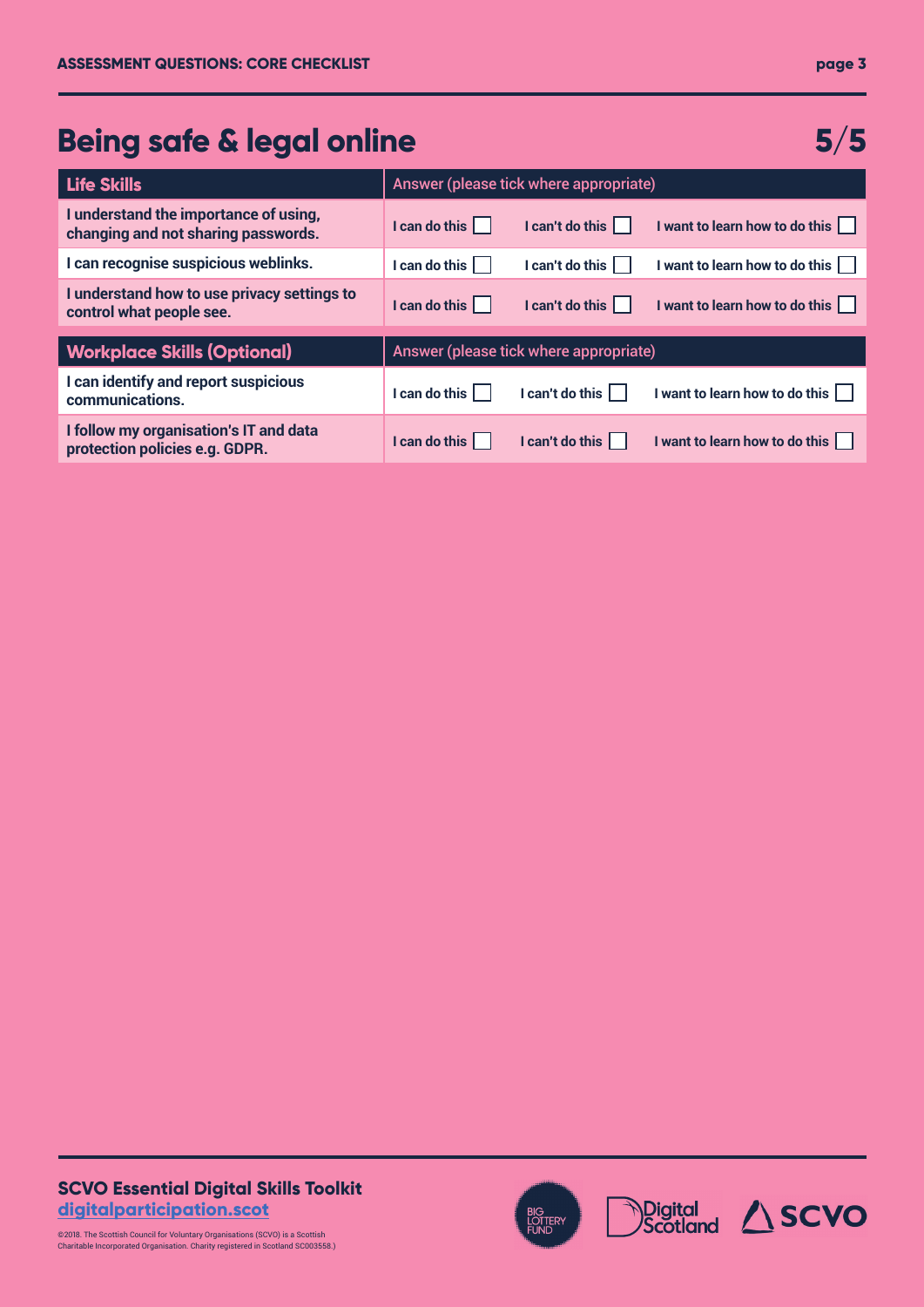## Being safe & legal online

5/5

| Life Skills | Answer (please tick where appropriate) | | |
| --- | --- | --- | --- |
| I understand the importance of using, changing and not sharing passwords. | I can do this ☐ | I can't do this ☐ | I want to learn how to do this ☐ |
| I can recognise suspicious weblinks. | I can do this ☐ | I can't do this ☐ | I want to learn how to do this ☐ |
| I understand how to use privacy settings to control what people see. | I can do this ☐ | I can't do this ☐ | I want to learn how to do this ☐ |

| Workplace Skills (Optional) | Answer (please tick where appropriate) | | |
| --- | --- | --- | --- |
| I can identify and report suspicious communications. | I can do this ☐ | I can't do this ☐ | I want to learn how to do this ☐ |
| I follow my organisation's IT and data protection policies e.g. GDPR. | I can do this ☐ | I can't do this ☐ | I want to learn how to do this ☐ |

**SCVO Essential Digital Skills Toolkit**
digitalparticipation.scot

©2018. The Scottish Council for Voluntary Organisations (SCVO) is a Scottish Charitable Incorporated Organisation. Charity registered in Scotland SC003558.)

BIG LOTTERY FUND

Digital Scotland

SCVO